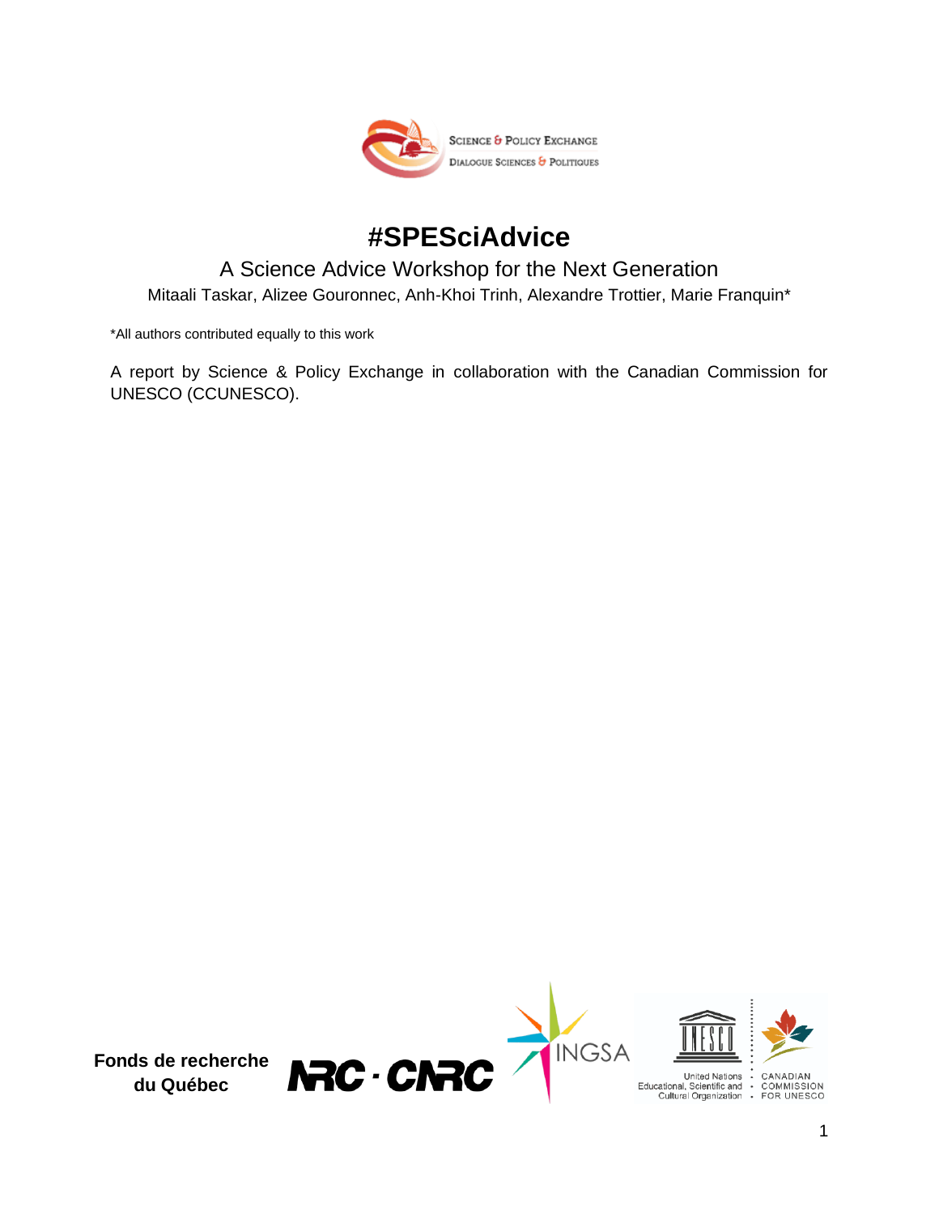Science & Policy Exchange
Dialogue Sciences & Politiques

# #SPESciAdvice

## A Science Advice Workshop for the Next Generation

Mitaali Taskar, Alizee Gouronnec, Anh-Khoi Trinh, Alexandre Trottier, Marie Franquin*

*All authors contributed equally to this work

A report by Science & Policy Exchange in collaboration with the Canadian Commission for UNESCO (CCUNESCO).

**Fonds de recherche du Québec**

NRC · CNRC

INGSA

United Nations Educational, Scientific and Cultural Organization

Canadian Commission for UNESCO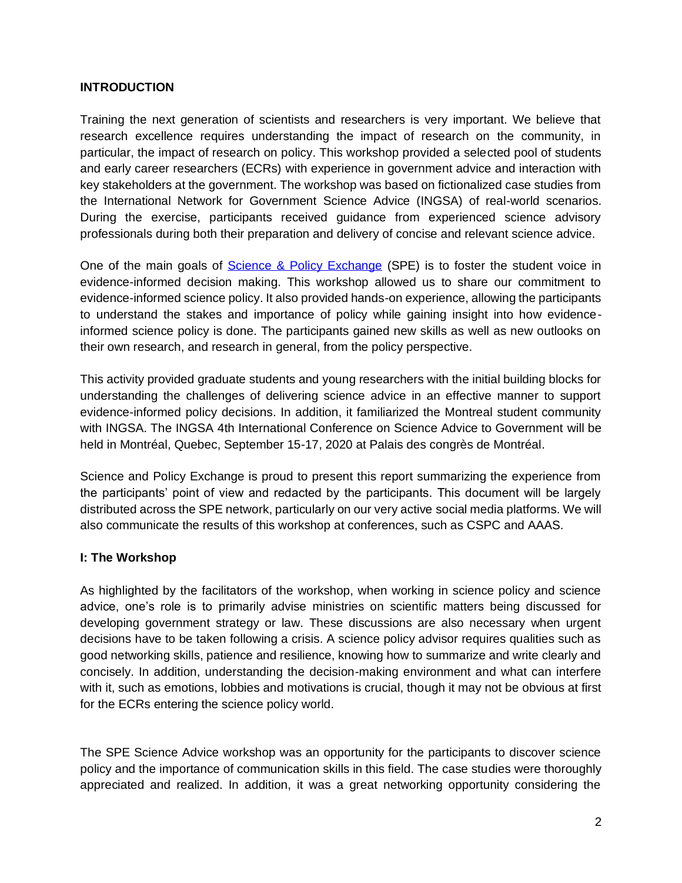## INTRODUCTION

Training the next generation of scientists and researchers is very important. We believe that research excellence requires understanding the impact of research on the community, in particular, the impact of research on policy. This workshop provided a selected pool of students and early career researchers (ECRs) with experience in government advice and interaction with key stakeholders at the government. The workshop was based on fictionalized case studies from the International Network for Government Science Advice (INGSA) of real-world scenarios. During the exercise, participants received guidance from experienced science advisory professionals during both their preparation and delivery of concise and relevant science advice.

One of the main goals of [Science & Policy Exchange] (SPE) is to foster the student voice in evidence-informed decision making. This workshop allowed us to share our commitment to evidence-informed science policy. It also provided hands-on experience, allowing the participants to understand the stakes and importance of policy while gaining insight into how evidence-informed science policy is done. The participants gained new skills as well as new outlooks on their own research, and research in general, from the policy perspective.

This activity provided graduate students and young researchers with the initial building blocks for understanding the challenges of delivering science advice in an effective manner to support evidence-informed policy decisions. In addition, it familiarized the Montreal student community with INGSA. The INGSA 4th International Conference on Science Advice to Government will be held in Montréal, Quebec, September 15-17, 2020 at Palais des congrès de Montréal.

Science and Policy Exchange is proud to present this report summarizing the experience from the participants' point of view and redacted by the participants. This document will be largely distributed across the SPE network, particularly on our very active social media platforms. We will also communicate the results of this workshop at conferences, such as CSPC and AAAS.

## I: The Workshop

As highlighted by the facilitators of the workshop, when working in science policy and science advice, one's role is to primarily advise ministries on scientific matters being discussed for developing government strategy or law. These discussions are also necessary when urgent decisions have to be taken following a crisis. A science policy advisor requires qualities such as good networking skills, patience and resilience, knowing how to summarize and write clearly and concisely. In addition, understanding the decision-making environment and what can interfere with it, such as emotions, lobbies and motivations is crucial, though it may not be obvious at first for the ECRs entering the science policy world.

The SPE Science Advice workshop was an opportunity for the participants to discover science policy and the importance of communication skills in this field. The case studies were thoroughly appreciated and realized. In addition, it was a great networking opportunity considering the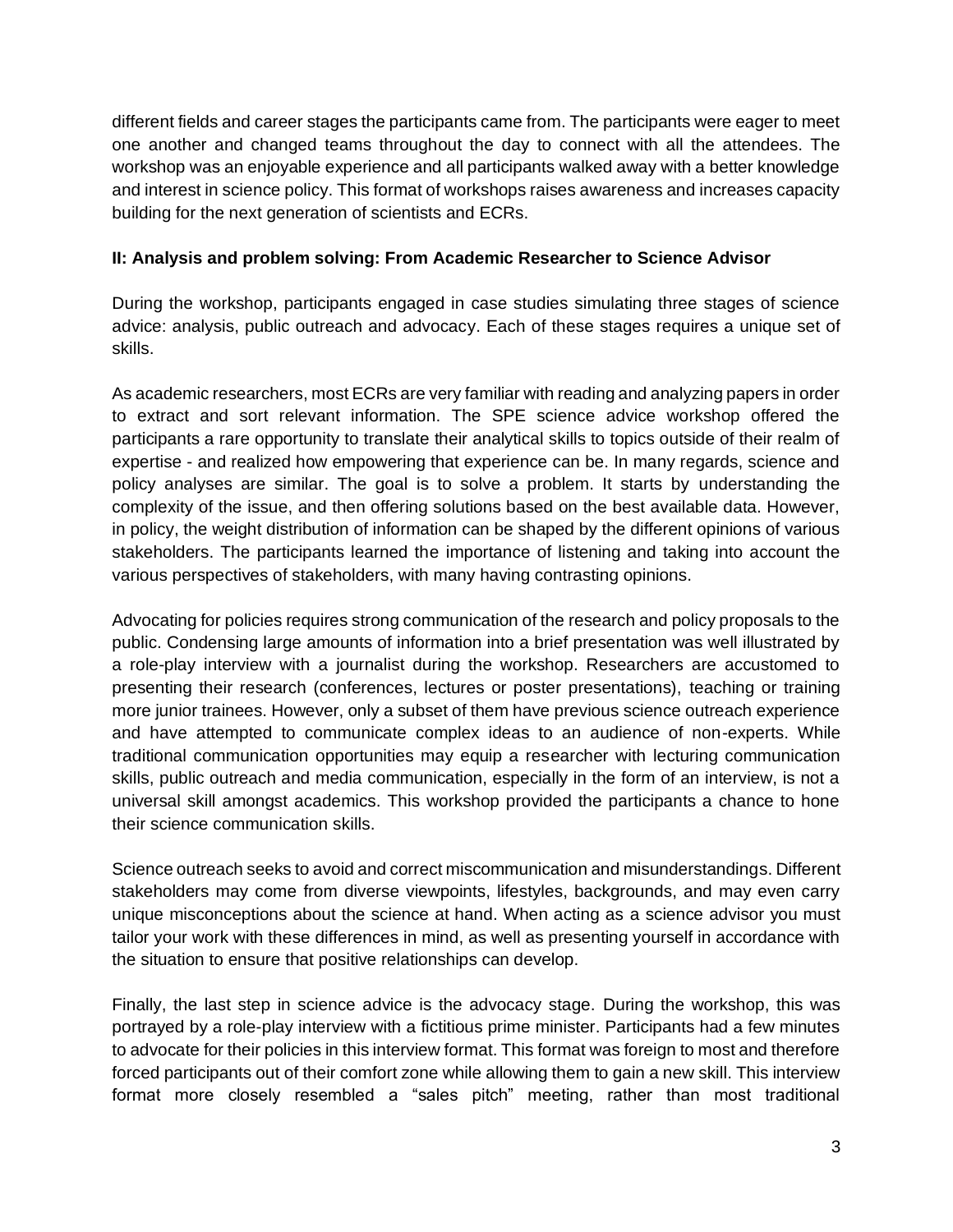different fields and career stages the participants came from. The participants were eager to meet one another and changed teams throughout the day to connect with all the attendees. The workshop was an enjoyable experience and all participants walked away with a better knowledge and interest in science policy. This format of workshops raises awareness and increases capacity building for the next generation of scientists and ECRs.

**II: Analysis and problem solving: From Academic Researcher to Science Advisor**

During the workshop, participants engaged in case studies simulating three stages of science advice: analysis, public outreach and advocacy. Each of these stages requires a unique set of skills.

As academic researchers, most ECRs are very familiar with reading and analyzing papers in order to extract and sort relevant information. The SPE science advice workshop offered the participants a rare opportunity to translate their analytical skills to topics outside of their realm of expertise - and realized how empowering that experience can be. In many regards, science and policy analyses are similar. The goal is to solve a problem. It starts by understanding the complexity of the issue, and then offering solutions based on the best available data. However, in policy, the weight distribution of information can be shaped by the different opinions of various stakeholders. The participants learned the importance of listening and taking into account the various perspectives of stakeholders, with many having contrasting opinions.

Advocating for policies requires strong communication of the research and policy proposals to the public. Condensing large amounts of information into a brief presentation was well illustrated by a role-play interview with a journalist during the workshop. Researchers are accustomed to presenting their research (conferences, lectures or poster presentations), teaching or training more junior trainees. However, only a subset of them have previous science outreach experience and have attempted to communicate complex ideas to an audience of non-experts. While traditional communication opportunities may equip a researcher with lecturing communication skills, public outreach and media communication, especially in the form of an interview, is not a universal skill amongst academics. This workshop provided the participants a chance to hone their science communication skills.

Science outreach seeks to avoid and correct miscommunication and misunderstandings. Different stakeholders may come from diverse viewpoints, lifestyles, backgrounds, and may even carry unique misconceptions about the science at hand. When acting as a science advisor you must tailor your work with these differences in mind, as well as presenting yourself in accordance with the situation to ensure that positive relationships can develop.

Finally, the last step in science advice is the advocacy stage. During the workshop, this was portrayed by a role-play interview with a fictitious prime minister. Participants had a few minutes to advocate for their policies in this interview format. This format was foreign to most and therefore forced participants out of their comfort zone while allowing them to gain a new skill. This interview format more closely resembled a "sales pitch" meeting, rather than most traditional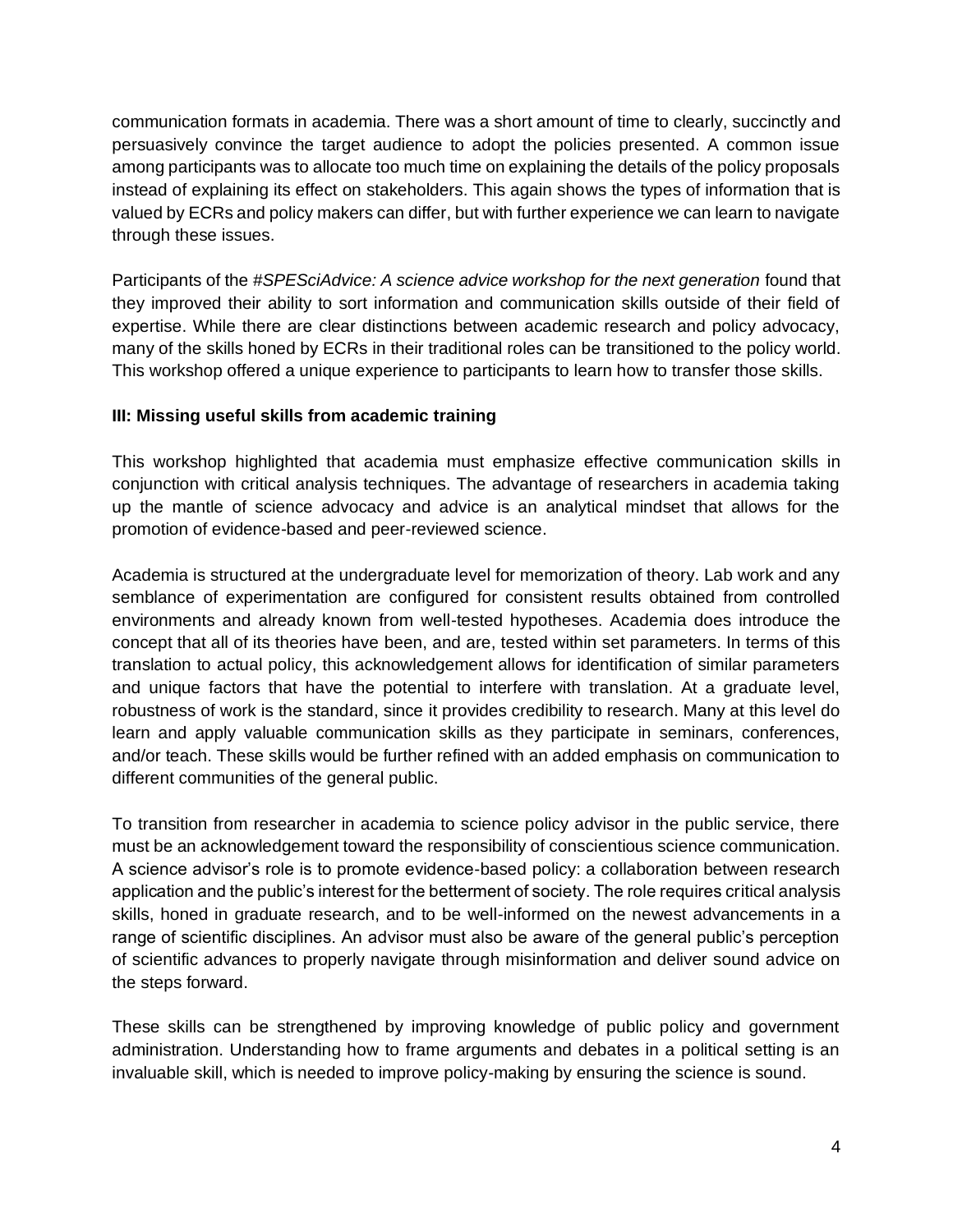communication formats in academia. There was a short amount of time to clearly, succinctly and persuasively convince the target audience to adopt the policies presented. A common issue among participants was to allocate too much time on explaining the details of the policy proposals instead of explaining its effect on stakeholders. This again shows the types of information that is valued by ECRs and policy makers can differ, but with further experience we can learn to navigate through these issues.

Participants of the *#SPESciAdvice: A science advice workshop for the next generation* found that they improved their ability to sort information and communication skills outside of their field of expertise. While there are clear distinctions between academic research and policy advocacy, many of the skills honed by ECRs in their traditional roles can be transitioned to the policy world. This workshop offered a unique experience to participants to learn how to transfer those skills.

### III: Missing useful skills from academic training

This workshop highlighted that academia must emphasize effective communication skills in conjunction with critical analysis techniques. The advantage of researchers in academia taking up the mantle of science advocacy and advice is an analytical mindset that allows for the promotion of evidence-based and peer-reviewed science.

Academia is structured at the undergraduate level for memorization of theory. Lab work and any semblance of experimentation are configured for consistent results obtained from controlled environments and already known from well-tested hypotheses. Academia does introduce the concept that all of its theories have been, and are, tested within set parameters. In terms of this translation to actual policy, this acknowledgement allows for identification of similar parameters and unique factors that have the potential to interfere with translation. At a graduate level, robustness of work is the standard, since it provides credibility to research. Many at this level do learn and apply valuable communication skills as they participate in seminars, conferences, and/or teach. These skills would be further refined with an added emphasis on communication to different communities of the general public.

To transition from researcher in academia to science policy advisor in the public service, there must be an acknowledgement toward the responsibility of conscientious science communication. A science advisor's role is to promote evidence-based policy: a collaboration between research application and the public's interest for the betterment of society. The role requires critical analysis skills, honed in graduate research, and to be well-informed on the newest advancements in a range of scientific disciplines. An advisor must also be aware of the general public's perception of scientific advances to properly navigate through misinformation and deliver sound advice on the steps forward.

These skills can be strengthened by improving knowledge of public policy and government administration. Understanding how to frame arguments and debates in a political setting is an invaluable skill, which is needed to improve policy-making by ensuring the science is sound.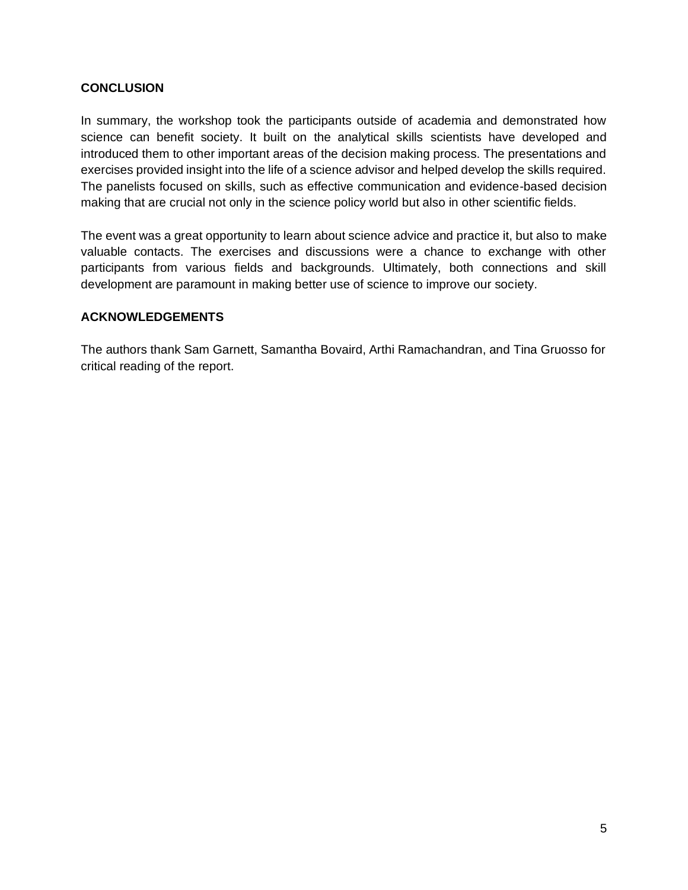## CONCLUSION

In summary, the workshop took the participants outside of academia and demonstrated how science can benefit society. It built on the analytical skills scientists have developed and introduced them to other important areas of the decision making process. The presentations and exercises provided insight into the life of a science advisor and helped develop the skills required. The panelists focused on skills, such as effective communication and evidence-based decision making that are crucial not only in the science policy world but also in other scientific fields.

The event was a great opportunity to learn about science advice and practice it, but also to make valuable contacts. The exercises and discussions were a chance to exchange with other participants from various fields and backgrounds. Ultimately, both connections and skill development are paramount in making better use of science to improve our society.

## ACKNOWLEDGEMENTS

The authors thank Sam Garnett, Samantha Bovaird, Arthi Ramachandran, and Tina Gruosso for critical reading of the report.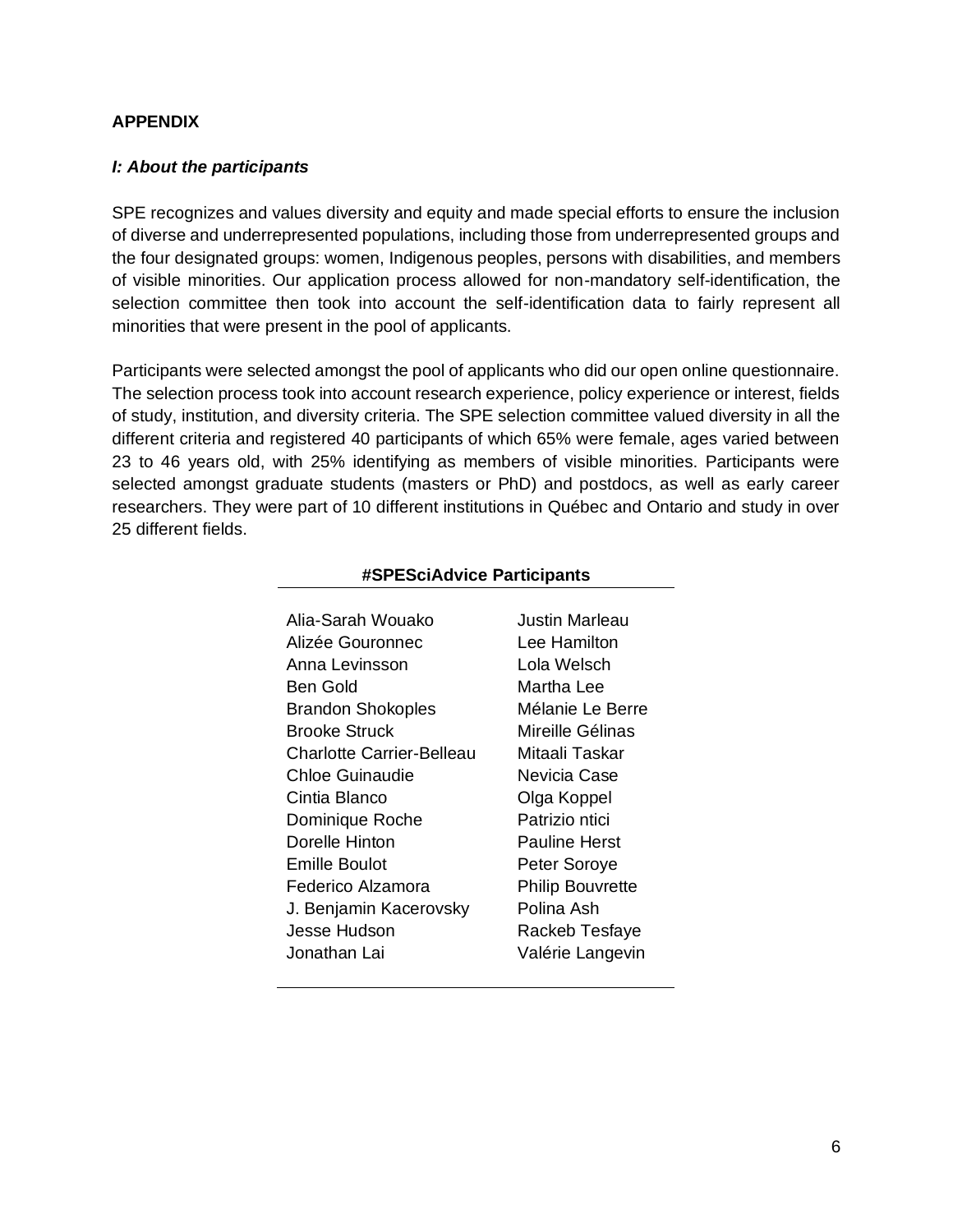**APPENDIX**

***I: About the participants***

SPE recognizes and values diversity and equity and made special efforts to ensure the inclusion of diverse and underrepresented populations, including those from underrepresented groups and the four designated groups: women, Indigenous peoples, persons with disabilities, and members of visible minorities. Our application process allowed for non-mandatory self-identification, the selection committee then took into account the self-identification data to fairly represent all minorities that were present in the pool of applicants.

Participants were selected amongst the pool of applicants who did our open online questionnaire. The selection process took into account research experience, policy experience or interest, fields of study, institution, and diversity criteria. The SPE selection committee valued diversity in all the different criteria and registered 40 participants of which 65% were female, ages varied between 23 to 46 years old, with 25% identifying as members of visible minorities. Participants were selected amongst graduate students (masters or PhD) and postdocs, as well as early career researchers. They were part of 10 different institutions in Québec and Ontario and study in over 25 different fields.

| **#SPESciAdvice Participants** | |
|---|---|
| Alia-Sarah Wouako | Justin Marleau |
| Alizée Gouronnec | Lee Hamilton |
| Anna Levinsson | Lola Welsch |
| Ben Gold | Martha Lee |
| Brandon Shokoples | Mélanie Le Berre |
| Brooke Struck | Mireille Gélinas |
| Charlotte Carrier-Belleau | Mitaali Taskar |
| Chloe Guinaudie | Nevicia Case |
| Cintia Blanco | Olga Koppel |
| Dominique Roche | Patrizio ntici |
| Dorelle Hinton | Pauline Herst |
| Emille Boulot | Peter Soroye |
| Federico Alzamora | Philip Bouvrette |
| J. Benjamin Kacerovsky | Polina Ash |
| Jesse Hudson | Rackeb Tesfaye |
| Jonathan Lai | Valérie Langevin |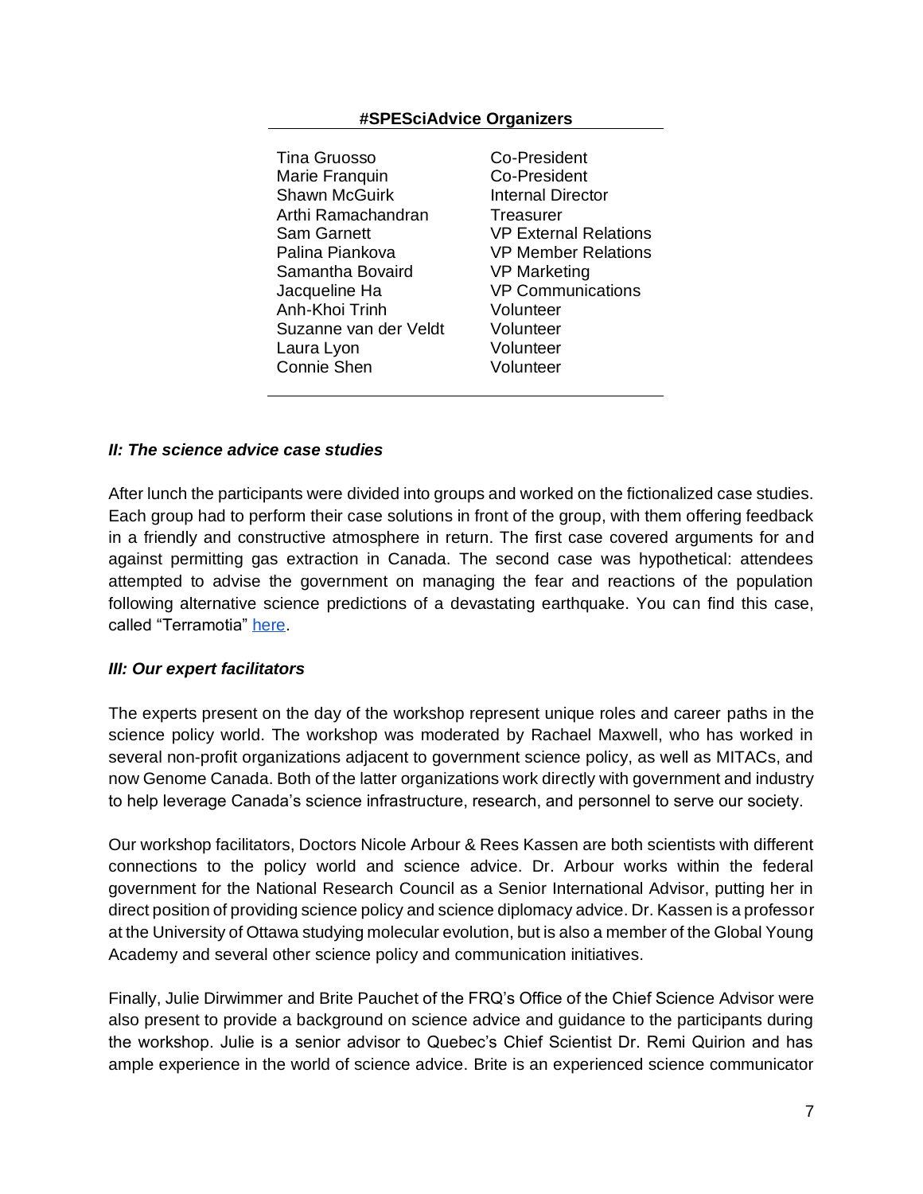| #SPESciAdvice Organizers | |
|---|---|
| Tina Gruosso | Co-President |
| Marie Franquin | Co-President |
| Shawn McGuirk | Internal Director |
| Arthi Ramachandran | Treasurer |
| Sam Garnett | VP External Relations |
| Palina Piankova | VP Member Relations |
| Samantha Bovaird | VP Marketing |
| Jacqueline Ha | VP Communications |
| Anh-Khoi Trinh | Volunteer |
| Suzanne van der Veldt | Volunteer |
| Laura Lyon | Volunteer |
| Connie Shen | Volunteer |

### *II: The science advice case studies*

After lunch the participants were divided into groups and worked on the fictionalized case studies. Each group had to perform their case solutions in front of the group, with them offering feedback in a friendly and constructive atmosphere in return. The first case covered arguments for and against permitting gas extraction in Canada. The second case was hypothetical: attendees attempted to advise the government on managing the fear and reactions of the population following alternative science predictions of a devastating earthquake. You can find this case, called "Terramotia" here.

### *III: Our expert facilitators*

The experts present on the day of the workshop represent unique roles and career paths in the science policy world. The workshop was moderated by Rachael Maxwell, who has worked in several non-profit organizations adjacent to government science policy, as well as MITACs, and now Genome Canada. Both of the latter organizations work directly with government and industry to help leverage Canada's science infrastructure, research, and personnel to serve our society.

Our workshop facilitators, Doctors Nicole Arbour & Rees Kassen are both scientists with different connections to the policy world and science advice. Dr. Arbour works within the federal government for the National Research Council as a Senior International Advisor, putting her in direct position of providing science policy and science diplomacy advice. Dr. Kassen is a professor at the University of Ottawa studying molecular evolution, but is also a member of the Global Young Academy and several other science policy and communication initiatives.

Finally, Julie Dirwimmer and Brite Pauchet of the FRQ's Office of the Chief Science Advisor were also present to provide a background on science advice and guidance to the participants during the workshop. Julie is a senior advisor to Quebec's Chief Scientist Dr. Remi Quirion and has ample experience in the world of science advice. Brite is an experienced science communicator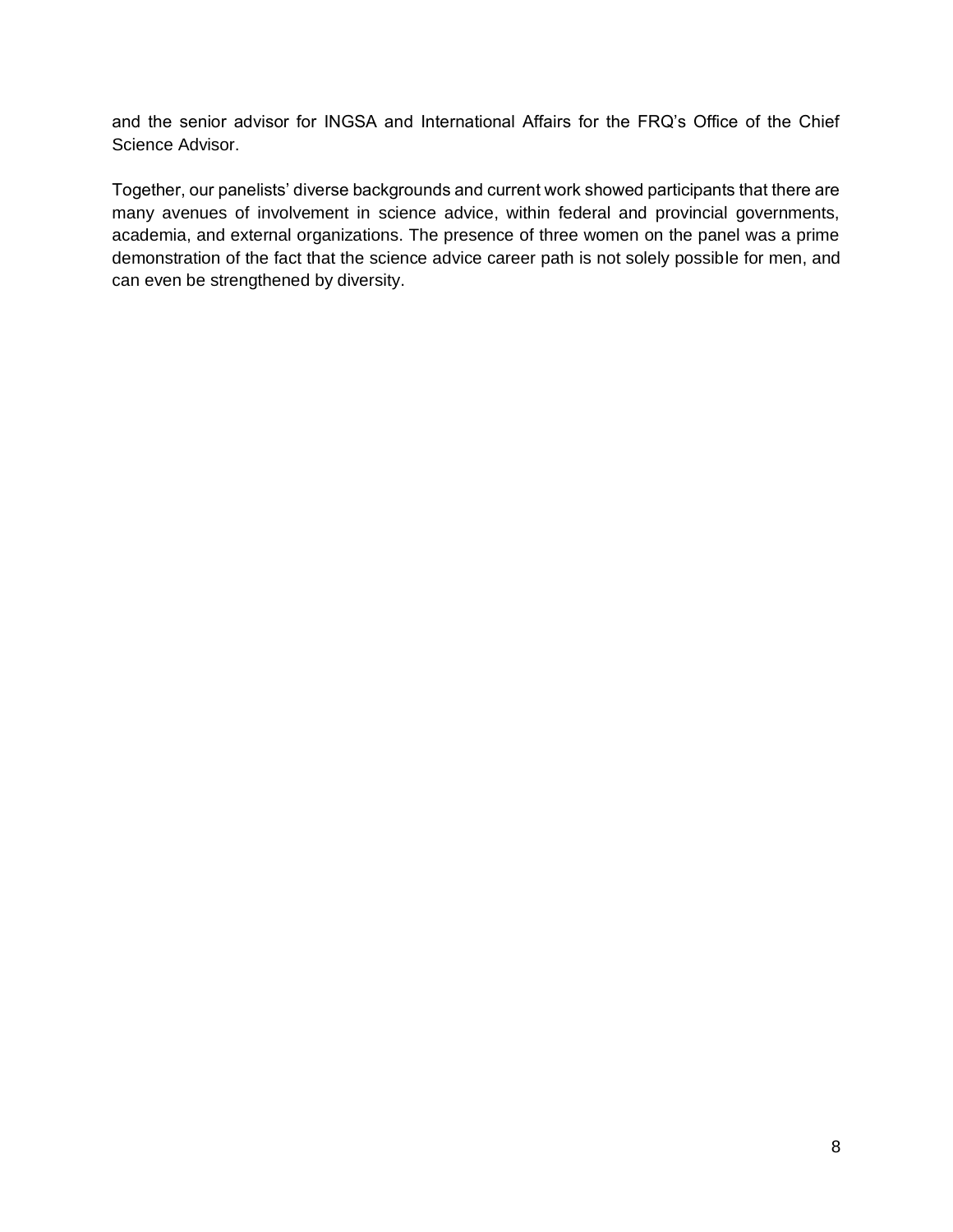and the senior advisor for INGSA and International Affairs for the FRQ's Office of the Chief Science Advisor.

Together, our panelists' diverse backgrounds and current work showed participants that there are many avenues of involvement in science advice, within federal and provincial governments, academia, and external organizations. The presence of three women on the panel was a prime demonstration of the fact that the science advice career path is not solely possible for men, and can even be strengthened by diversity.